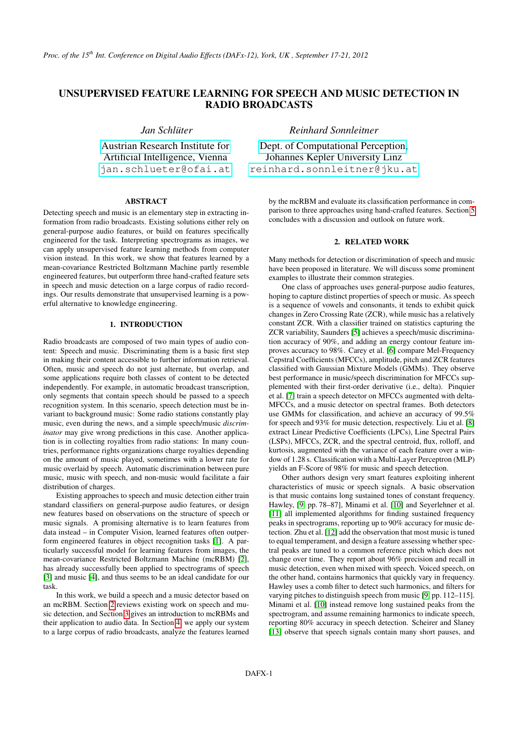# UNSUPERVISED FEATURE LEARNING FOR SPEECH AND MUSIC DETECTION IN RADIO BROADCASTS

*Jan Schlüter*

Austrian Research Institute for Artificial Intelligence, Vienna
jan.schlueter@ofai.at

*Reinhard Sonnleitner*

Dept. of Computational Perception, Johannes Kepler University Linz
reinhard.sonnleitner@jku.at

## ABSTRACT

Detecting speech and music is an elementary step in extracting information from radio broadcasts. Existing solutions either rely on general-purpose audio features, or build on features specifically engineered for the task. Interpreting spectrograms as images, we can apply unsupervised feature learning methods from computer vision instead. In this work, we show that features learned by a mean-covariance Restricted Boltzmann Machine partly resemble engineered features, but outperform three hand-crafted feature sets in speech and music detection on a large corpus of radio recordings. Our results demonstrate that unsupervised learning is a powerful alternative to knowledge engineering.

## 1. INTRODUCTION

Radio broadcasts are composed of two main types of audio content: Speech and music. Discriminating them is a basic first step in making their content accessible to further information retrieval. Often, music and speech do not just alternate, but overlap, and some applications require both classes of content to be detected independently. For example, in automatic broadcast transcription, only segments that contain speech should be passed to a speech recognition system. In this scenario, speech detection must be invariant to background music: Some radio stations constantly play music, even during the news, and a simple speech/music *discriminator* may give wrong predictions in this case. Another application is in collecting royalties from radio stations: In many countries, performance rights organizations charge royalties depending on the amount of music played, sometimes with a lower rate for music overlaid by speech. Automatic discrimination between pure music, music with speech, and non-music would facilitate a fair distribution of charges.

Existing approaches to speech and music detection either train standard classifiers on general-purpose audio features, or design new features based on observations on the structure of speech or music signals. A promising alternative is to learn features from data instead – in Computer Vision, learned features often outperform engineered features in object recognition tasks [1]. A particularly successful model for learning features from images, the mean-covariance Restricted Boltzmann Machine (mcRBM) [2], has already successfully been applied to spectrograms of speech [3] and music [4], and thus seems to be an ideal candidate for our task.

In this work, we build a speech and a music detector based on an mcRBM. Section 2 reviews existing work on speech and music detection, and Section 3 gives an introduction to mcRBMs and their application to audio data. In Section 4, we apply our system to a large corpus of radio broadcasts, analyze the features learned by the mcRBM and evaluate its classification performance in comparison to three approaches using hand-crafted features. Section 5 concludes with a discussion and outlook on future work.

## 2. RELATED WORK

Many methods for detection or discrimination of speech and music have been proposed in literature. We will discuss some prominent examples to illustrate their common strategies.

One class of approaches uses general-purpose audio features, hoping to capture distinct properties of speech or music. As speech is a sequence of vowels and consonants, it tends to exhibit quick changes in Zero Crossing Rate (ZCR), while music has a relatively constant ZCR. With a classifier trained on statistics capturing the ZCR variability, Saunders [5] achieves a speech/music discrimination accuracy of 90%, and adding an energy contour feature improves accuracy to 98%. Carey et al. [6] compare Mel-Frequency Cepstral Coefficients (MFCCs), amplitude, pitch and ZCR features classified with Gaussian Mixture Models (GMMs). They observe best performance in music/speech discrimination for MFCCs supplemented with their first-order derivative (i.e., delta). Pinquier et al. [7] train a speech detector on MFCCs augmented with delta-MFCCs, and a music detector on spectral frames. Both detectors use GMMs for classification, and achieve an accuracy of 99.5% for speech and 93% for music detection, respectively. Liu et al. [8] extract Linear Predictive Coefficients (LPCs), Line Spectral Pairs (LSPs), MFCCs, ZCR, and the spectral centroid, flux, rolloff, and kurtosis, augmented with the variance of each feature over a window of 1.28 s. Classification with a Multi-Layer Perceptron (MLP) yields an F-Score of 98% for music and speech detection.

Other authors design very smart features exploiting inherent characteristics of music or speech signals. A basic observation is that music contains long sustained tones of constant frequency. Hawley, [9, pp. 78–87], Minami et al. [10] and Seyerlehner et al. [11] all implemented algorithms for finding sustained frequency peaks in spectrograms, reporting up to 90% accuracy for music detection. Zhu et al. [12] add the observation that most music is tuned to equal temperament, and design a feature assessing whether spectral peaks are tuned to a common reference pitch which does not change over time. They report about 96% precision and recall in music detection, even when mixed with speech. Voiced speech, on the other hand, contains harmonics that quickly vary in frequency. Hawley uses a comb filter to detect such harmonics, and filters for varying pitches to distinguish speech from music [9, pp. 112–115]. Minami et al. [10] instead remove long sustained peaks from the spectrogram, and assume remaining harmonics to indicate speech, reporting 80% accuracy in speech detection. Scheirer and Slaney [13] observe that speech signals contain many short pauses, and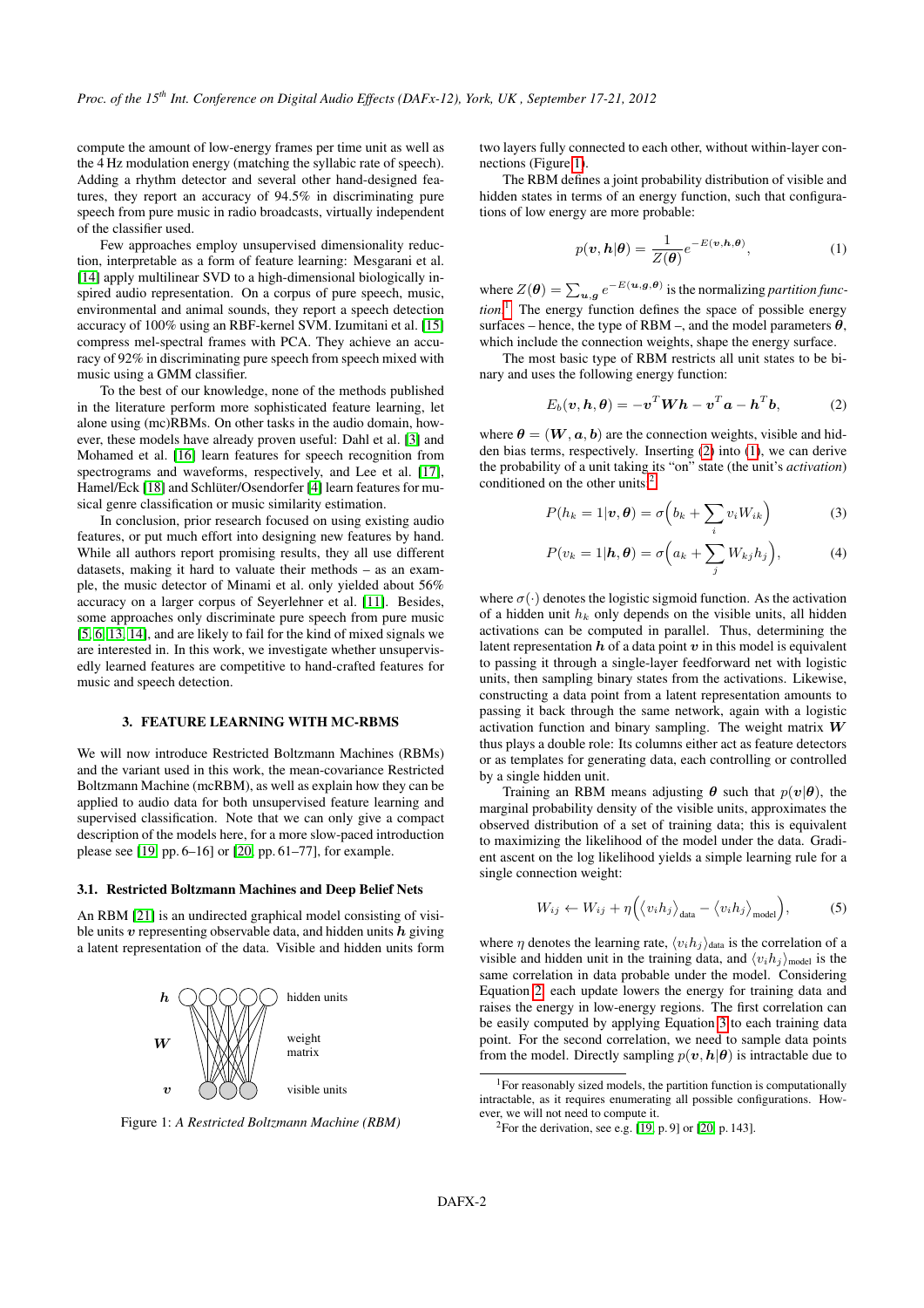compute the amount of low-energy frames per time unit as well as the 4 Hz modulation energy (matching the syllabic rate of speech). Adding a rhythm detector and several other hand-designed features, they report an accuracy of 94.5% in discriminating pure speech from pure music in radio broadcasts, virtually independent of the classifier used.

Few approaches employ unsupervised dimensionality reduction, interpretable as a form of feature learning: Mesgarani et al. [14] apply multilinear SVD to a high-dimensional biologically inspired audio representation. On a corpus of pure speech, music, environmental and animal sounds, they report a speech detection accuracy of 100% using an RBF-kernel SVM. Izumitani et al. [15] compress mel-spectral frames with PCA. They achieve an accuracy of 92% in discriminating pure speech from speech mixed with music using a GMM classifier.

To the best of our knowledge, none of the methods published in the literature perform more sophisticated feature learning, let alone using (mc)RBMs. On other tasks in the audio domain, however, these models have already proven useful: Dahl et al. [3] and Mohamed et al. [16] learn features for speech recognition from spectrograms and waveforms, respectively, and Lee et al. [17], Hamel/Eck [18] and Schlüter/Osendorfer [4] learn features for musical genre classification or music similarity estimation.

In conclusion, prior research focused on using existing audio features, or put much effort into designing new features by hand. While all authors report promising results, they all use different datasets, making it hard to valuate their methods – as an example, the music detector of Minami et al. only yielded about 56% accuracy on a larger corpus of Seyerlehner et al. [11]. Besides, some approaches only discriminate pure speech from pure music [5, 6, 13, 14], and are likely to fail for the kind of mixed signals we are interested in. In this work, we investigate whether unsupervisedly learned features are competitive to hand-crafted features for music and speech detection.

## 3. FEATURE LEARNING WITH MC-RBMS

We will now introduce Restricted Boltzmann Machines (RBMs) and the variant used in this work, the mean-covariance Restricted Boltzmann Machine (mcRBM), as well as explain how they can be applied to audio data for both unsupervised feature learning and supervised classification. Note that we can only give a compact description of the models here, for a more slow-paced introduction please see [19, pp. 6–16] or [20, pp. 61–77], for example.

### 3.1. Restricted Boltzmann Machines and Deep Belief Nets

An RBM [21] is an undirected graphical model consisting of visible units $\boldsymbol{v}$ representing observable data, and hidden units $\boldsymbol{h}$ giving a latent representation of the data. Visible and hidden units form two layers fully connected to each other, without within-layer connections (Figure 1).

Figure 1: *A Restricted Boltzmann Machine (RBM)*

The RBM defines a joint probability distribution of visible and hidden states in terms of an energy function, such that configurations of low energy are more probable:

$$p(\boldsymbol{v}, \boldsymbol{h}|\boldsymbol{\theta}) = \frac{1}{Z(\boldsymbol{\theta})} e^{-E(\boldsymbol{v},\boldsymbol{h},\boldsymbol{\theta})}, \tag{1}$$

where $Z(\boldsymbol{\theta}) = \sum_{\boldsymbol{u},\boldsymbol{g}} e^{-E(\boldsymbol{u},\boldsymbol{g},\boldsymbol{\theta})}$ is the normalizing *partition function*.[1] The energy function defines the space of possible energy surfaces – hence, the type of RBM –, and the model parameters $\boldsymbol{\theta}$, which include the connection weights, shape the energy surface.

The most basic type of RBM restricts all unit states to be binary and uses the following energy function:

$$E_b(\boldsymbol{v}, \boldsymbol{h}, \boldsymbol{\theta}) = -\boldsymbol{v}^T \boldsymbol{W} \boldsymbol{h} - \boldsymbol{v}^T \boldsymbol{a} - \boldsymbol{h}^T \boldsymbol{b}, \tag{2}$$

where $\boldsymbol{\theta} = (\boldsymbol{W}, \boldsymbol{a}, \boldsymbol{b})$ are the connection weights, visible and hidden bias terms, respectively. Inserting (2) into (1), we can derive the probability of a unit taking its "on" state (the unit's *activation*) conditioned on the other units:[2]

$$P(h_k = 1|\boldsymbol{v}, \boldsymbol{\theta}) = \sigma\Big(b_k + \sum_i v_i W_{ik}\Big) \tag{3}$$

$$P(v_k = 1|\boldsymbol{h}, \boldsymbol{\theta}) = \sigma\Big(a_k + \sum_j W_{kj} h_j\Big), \tag{4}$$

where $\sigma(\cdot)$ denotes the logistic sigmoid function. As the activation of a hidden unit $h_k$ only depends on the visible units, all hidden activations can be computed in parallel. Thus, determining the latent representation $\boldsymbol{h}$ of a data point $\boldsymbol{v}$ in this model is equivalent to passing it through a single-layer feedforward net with logistic units, then sampling binary states from the activations. Likewise, constructing a data point from a latent representation amounts to passing it back through the same network, again with a logistic activation function and binary sampling. The weight matrix $\boldsymbol{W}$ thus plays a double role: Its columns either act as feature detectors or as templates for generating data, each controlling or controlled by a single hidden unit.

Training an RBM means adjusting $\boldsymbol{\theta}$ such that $p(\boldsymbol{v}|\boldsymbol{\theta})$, the marginal probability density of the visible units, approximates the observed distribution of a set of training data; this is equivalent to maximizing the likelihood of the model under the data. Gradient ascent on the log likelihood yields a simple learning rule for a single connection weight:

$$W_{ij} \leftarrow W_{ij} + \eta\Big(\big\langle v_i h_j \big\rangle_{\text{data}} - \big\langle v_i h_j \big\rangle_{\text{model}}\Big), \tag{5}$$

where $\eta$ denotes the learning rate, $\langle v_i h_j \rangle_{\text{data}}$ is the correlation of a visible and hidden unit in the training data, and $\langle v_i h_j \rangle_{\text{model}}$ is the same correlation in data probable under the model. Considering Equation 2, each update lowers the energy for training data and raises the energy in low-energy regions. The first correlation can be easily computed by applying Equation 3 to each training data point. For the second correlation, we need to sample data points from the model. Directly sampling $p(\boldsymbol{v}, \boldsymbol{h}|\boldsymbol{\theta})$ is intractable due to

[1] For reasonably sized models, the partition function is computationally intractable, as it requires enumerating all possible configurations. However, we will not need to compute it.

[2] For the derivation, see e.g. [19, p. 9] or [20, p. 143].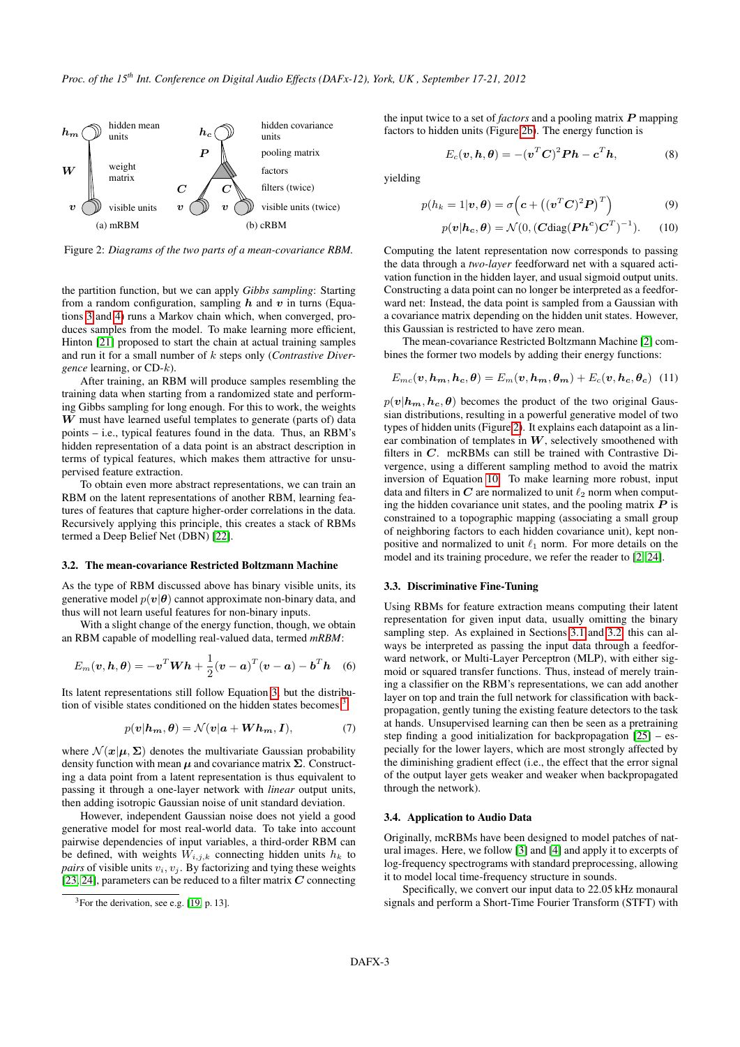Figure 2: *Diagrams of the two parts of a mean-covariance RBM.* (a) mRBM (b) cRBM

the partition function, but we can apply *Gibbs sampling*: Starting from a random configuration, sampling $\boldsymbol{h}$ and $\boldsymbol{v}$ in turns (Equations 3 and 4) runs a Markov chain which, when converged, produces samples from the model. To make learning more efficient, Hinton [21] proposed to start the chain at actual training samples and run it for a small number of $k$ steps only (*Contrastive Divergence* learning, or CD-$k$).

After training, an RBM will produce samples resembling the training data when starting from a randomized state and performing Gibbs sampling for long enough. For this to work, the weights $\boldsymbol{W}$ must have learned useful templates to generate (parts of) data points – i.e., typical features found in the data. Thus, an RBM's hidden representation of a data point is an abstract description in terms of typical features, which makes them attractive for unsupervised feature extraction.

To obtain even more abstract representations, we can train an RBM on the latent representations of another RBM, learning features of features that capture higher-order correlations in the data. Recursively applying this principle, this creates a stack of RBMs termed a Deep Belief Net (DBN) [22].

### 3.2. The mean-covariance Restricted Boltzmann Machine

As the type of RBM discussed above has binary visible units, its generative model $p(\boldsymbol{v}|\boldsymbol{\theta})$ cannot approximate non-binary data, and thus will not learn useful features for non-binary inputs.

With a slight change of the energy function, though, we obtain an RBM capable of modelling real-valued data, termed *mRBM*:

$$E_m(\boldsymbol{v}, \boldsymbol{h}, \boldsymbol{\theta}) = -\boldsymbol{v}^T \boldsymbol{W} \boldsymbol{h} + \frac{1}{2}(\boldsymbol{v} - \boldsymbol{a})^T(\boldsymbol{v} - \boldsymbol{a}) - \boldsymbol{b}^T \boldsymbol{h} \quad (6)$$

Its latent representations still follow Equation 3, but the distribution of visible states conditioned on the hidden states becomes[3]

$$p(\boldsymbol{v}|\boldsymbol{h_m}, \boldsymbol{\theta}) = \mathcal{N}(\boldsymbol{v}|\boldsymbol{a} + \boldsymbol{W}\boldsymbol{h_m}, \boldsymbol{I}), \quad (7)$$

where $\mathcal{N}(\boldsymbol{x}|\boldsymbol{\mu}, \boldsymbol{\Sigma})$ denotes the multivariate Gaussian probability density function with mean $\boldsymbol{\mu}$ and covariance matrix $\boldsymbol{\Sigma}$. Constructing a data point from a latent representation is thus equivalent to passing it through a one-layer network with *linear* output units, then adding isotropic Gaussian noise of unit standard deviation.

However, independent Gaussian noise does not yield a good generative model for most real-world data. To take into account pairwise dependencies of input variables, a third-order RBM can be defined, with weights $W_{i,j,k}$ connecting hidden units $h_k$ to *pairs* of visible units $v_i, v_j$. By factorizing and tying these weights [23, 24], parameters can be reduced to a filter matrix $\boldsymbol{C}$ connecting the input twice to a set of *factors* and a pooling matrix $\boldsymbol{P}$ mapping factors to hidden units (Figure 2b). The energy function is

$$E_c(\boldsymbol{v}, \boldsymbol{h}, \boldsymbol{\theta}) = -(\boldsymbol{v}^T \boldsymbol{C})^2 \boldsymbol{P} \boldsymbol{h} - \boldsymbol{c}^T \boldsymbol{h}, \quad (8)$$

yielding

$$p(h_k = 1|\boldsymbol{v}, \boldsymbol{\theta}) = \sigma\left(\boldsymbol{c} + \left((\boldsymbol{v}^T \boldsymbol{C})^2 \boldsymbol{P}\right)^T\right) \quad (9)$$

$$p(\boldsymbol{v}|\boldsymbol{h_c}, \boldsymbol{\theta}) = \mathcal{N}(0, (\boldsymbol{C}\text{diag}(\boldsymbol{P}\boldsymbol{h^c})\boldsymbol{C}^T)^{-1}). \quad (10)$$

Computing the latent representation now corresponds to passing the data through a *two-layer* feedforward net with a squared activation function in the hidden layer, and usual sigmoid output units. Constructing a data point can no longer be interpreted as a feedforward net: Instead, the data point is sampled from a Gaussian with a covariance matrix depending on the hidden unit states. However, this Gaussian is restricted to have zero mean.

The mean-covariance Restricted Boltzmann Machine [2] combines the former two models by adding their energy functions:

$$E_{mc}(\boldsymbol{v}, \boldsymbol{h_m}, \boldsymbol{h_c}, \boldsymbol{\theta}) = E_m(\boldsymbol{v}, \boldsymbol{h_m}, \boldsymbol{\theta_m}) + E_c(\boldsymbol{v}, \boldsymbol{h_c}, \boldsymbol{\theta_c}) \quad (11)$$

$p(\boldsymbol{v}|\boldsymbol{h_m}, \boldsymbol{h_c}, \boldsymbol{\theta})$ becomes the product of the two original Gaussian distributions, resulting in a powerful generative model of two types of hidden units (Figure 2). It explains each datapoint as a linear combination of templates in $\boldsymbol{W}$, selectively smoothened with filters in $\boldsymbol{C}$. mcRBMs can still be trained with Contrastive Divergence, using a different sampling method to avoid the matrix inversion of Equation 10. To make learning more robust, input data and filters in $\boldsymbol{C}$ are normalized to unit $\ell_2$ norm when computing the hidden covariance unit states, and the pooling matrix $\boldsymbol{P}$ is constrained to a topographic mapping (associating a small group of neighboring factors to each hidden covariance unit), kept nonpositive and normalized to unit $\ell_1$ norm. For more details on the model and its training procedure, we refer the reader to [2, 24].

### 3.3. Discriminative Fine-Tuning

Using RBMs for feature extraction means computing their latent representation for given input data, usually omitting the binary sampling step. As explained in Sections 3.1 and 3.2, this can always be interpreted as passing the input data through a feedforward network, or Multi-Layer Perceptron (MLP), with either sigmoid or squared transfer functions. Thus, instead of merely training a classifier on the RBM's representations, we can add another layer on top and train the full network for classification with backpropagation, gently tuning the existing feature detectors to the task at hands. Unsupervised learning can then be seen as a pretraining step finding a good initialization for backpropagation [25] – especially for the lower layers, which are most strongly affected by the diminishing gradient effect (i.e., the effect that the error signal of the output layer gets weaker and weaker when backpropagated through the network).

### 3.4. Application to Audio Data

Originally, mcRBMs have been designed to model patches of natural images. Here, we follow [3] and [4] and apply it to excerpts of log-frequency spectrograms with standard preprocessing, allowing it to model local time-frequency structure in sounds.

Specifically, we convert our input data to 22.05 kHz monaural signals and perform a Short-Time Fourier Transform (STFT) with

[3] For the derivation, see e.g. [19, p. 13].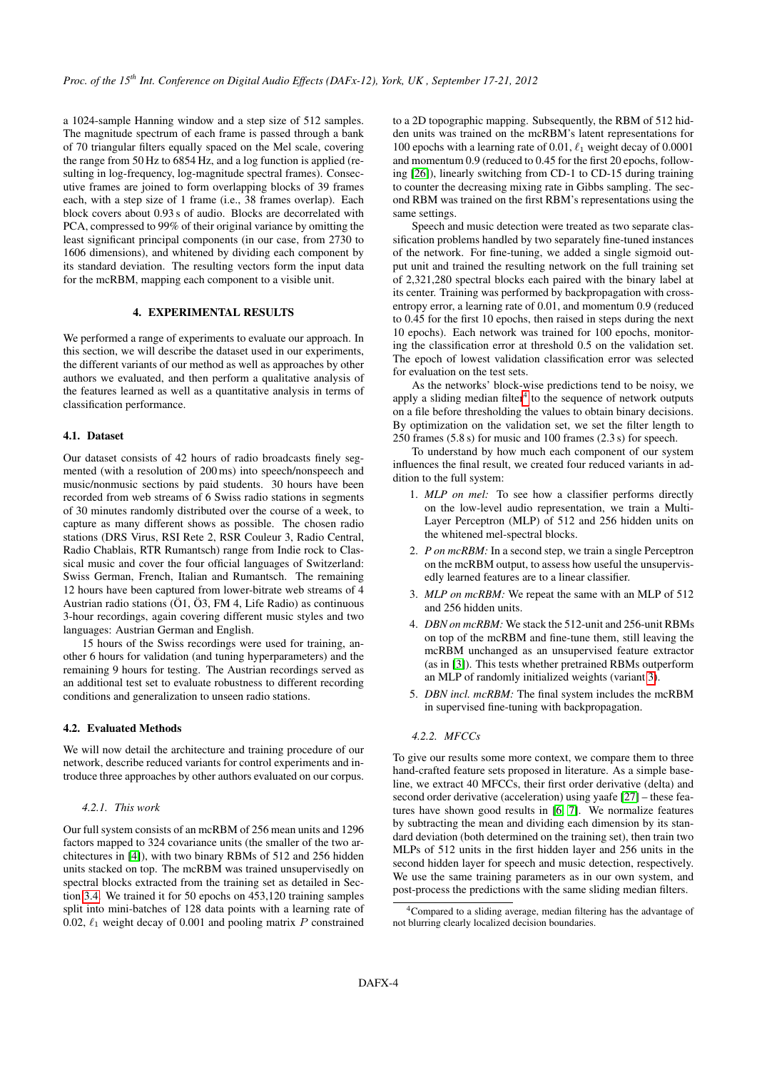a 1024-sample Hanning window and a step size of 512 samples. The magnitude spectrum of each frame is passed through a bank of 70 triangular filters equally spaced on the Mel scale, covering the range from 50 Hz to 6854 Hz, and a log function is applied (resulting in log-frequency, log-magnitude spectral frames). Consecutive frames are joined to form overlapping blocks of 39 frames each, with a step size of 1 frame (i.e., 38 frames overlap). Each block covers about 0.93 s of audio. Blocks are decorrelated with PCA, compressed to 99% of their original variance by omitting the least significant principal components (in our case, from 2730 to 1606 dimensions), and whitened by dividing each component by its standard deviation. The resulting vectors form the input data for the mcRBM, mapping each component to a visible unit.

## 4. EXPERIMENTAL RESULTS

We performed a range of experiments to evaluate our approach. In this section, we will describe the dataset used in our experiments, the different variants of our method as well as approaches by other authors we evaluated, and then perform a qualitative analysis of the features learned as well as a quantitative analysis in terms of classification performance.

### 4.1. Dataset

Our dataset consists of 42 hours of radio broadcasts finely segmented (with a resolution of 200 ms) into speech/nonspeech and music/nonmusic sections by paid students. 30 hours have been recorded from web streams of 6 Swiss radio stations in segments of 30 minutes randomly distributed over the course of a week, to capture as many different shows as possible. The chosen radio stations (DRS Virus, RSI Rete 2, RSR Couleur 3, Radio Central, Radio Chablais, RTR Rumantsch) range from Indie rock to Classical music and cover the four official languages of Switzerland: Swiss German, French, Italian and Rumantsch. The remaining 12 hours have been captured from lower-bitrate web streams of 4 Austrian radio stations (Ö1, Ö3, FM 4, Life Radio) as continuous 3-hour recordings, again covering different music styles and two languages: Austrian German and English.

15 hours of the Swiss recordings were used for training, another 6 hours for validation (and tuning hyperparameters) and the remaining 9 hours for testing. The Austrian recordings served as an additional test set to evaluate robustness to different recording conditions and generalization to unseen radio stations.

### 4.2. Evaluated Methods

We will now detail the architecture and training procedure of our network, describe reduced variants for control experiments and introduce three approaches by other authors evaluated on our corpus.

#### 4.2.1. This work

Our full system consists of an mcRBM of 256 mean units and 1296 factors mapped to 324 covariance units (the smaller of the two architectures in [4]), with two binary RBMs of 512 and 256 hidden units stacked on top. The mcRBM was trained unsupervisedly on spectral blocks extracted from the training set as detailed in Section 3.4. We trained it for 50 epochs on 453,120 training samples split into mini-batches of 128 data points with a learning rate of 0.02, $\ell_1$ weight decay of 0.001 and pooling matrix $P$ constrained to a 2D topographic mapping. Subsequently, the RBM of 512 hidden units was trained on the mcRBM's latent representations for 100 epochs with a learning rate of 0.01, $\ell_1$ weight decay of 0.0001 and momentum 0.9 (reduced to 0.45 for the first 20 epochs, following [26]), linearly switching from CD-1 to CD-15 during training to counter the decreasing mixing rate in Gibbs sampling. The second RBM was trained on the first RBM's representations using the same settings.

Speech and music detection were treated as two separate classification problems handled by two separately fine-tuned instances of the network. For fine-tuning, we added a single sigmoid output unit and trained the resulting network on the full training set of 2,321,280 spectral blocks each paired with the binary label at its center. Training was performed by backpropagation with cross-entropy error, a learning rate of 0.01, and momentum 0.9 (reduced to 0.45 for the first 10 epochs, then raised in steps during the next 10 epochs). Each network was trained for 100 epochs, monitoring the classification error at threshold 0.5 on the validation set. The epoch of lowest validation classification error was selected for evaluation on the test sets.

As the networks' block-wise predictions tend to be noisy, we apply a sliding median filter[4] to the sequence of network outputs on a file before thresholding the values to obtain binary decisions. By optimization on the validation set, we set the filter length to 250 frames (5.8 s) for music and 100 frames (2.3 s) for speech.

To understand by how much each component of our system influences the final result, we created four reduced variants in addition to the full system:

1. *MLP on mel:* To see how a classifier performs directly on the low-level audio representation, we train a Multi-Layer Perceptron (MLP) of 512 and 256 hidden units on the whitened mel-spectral blocks.
2. *P on mcRBM:* In a second step, we train a single Perceptron on the mcRBM output, to assess how useful the unsupervisedly learned features are to a linear classifier.
3. *MLP on mcRBM:* We repeat the same with an MLP of 512 and 256 hidden units.
4. *DBN on mcRBM:* We stack the 512-unit and 256-unit RBMs on top of the mcRBM and fine-tune them, still leaving the mcRBM unchanged as an unsupervised feature extractor (as in [3]). This tests whether pretrained RBMs outperform an MLP of randomly initialized weights (variant 3).
5. *DBN incl. mcRBM:* The final system includes the mcRBM in supervised fine-tuning with backpropagation.

#### 4.2.2. MFCCs

To give our results some more context, we compare them to three hand-crafted feature sets proposed in literature. As a simple baseline, we extract 40 MFCCs, their first order derivative (delta) and second order derivative (acceleration) using yaafe [27] – these features have shown good results in [6, 7]. We normalize features by subtracting the mean and dividing each dimension by its standard deviation (both determined on the training set), then train two MLPs of 512 units in the first hidden layer and 256 units in the second hidden layer for speech and music detection, respectively. We use the same training parameters as in our own system, and post-process the predictions with the same sliding median filters.

[4] Compared to a sliding average, median filtering has the advantage of not blurring clearly localized decision boundaries.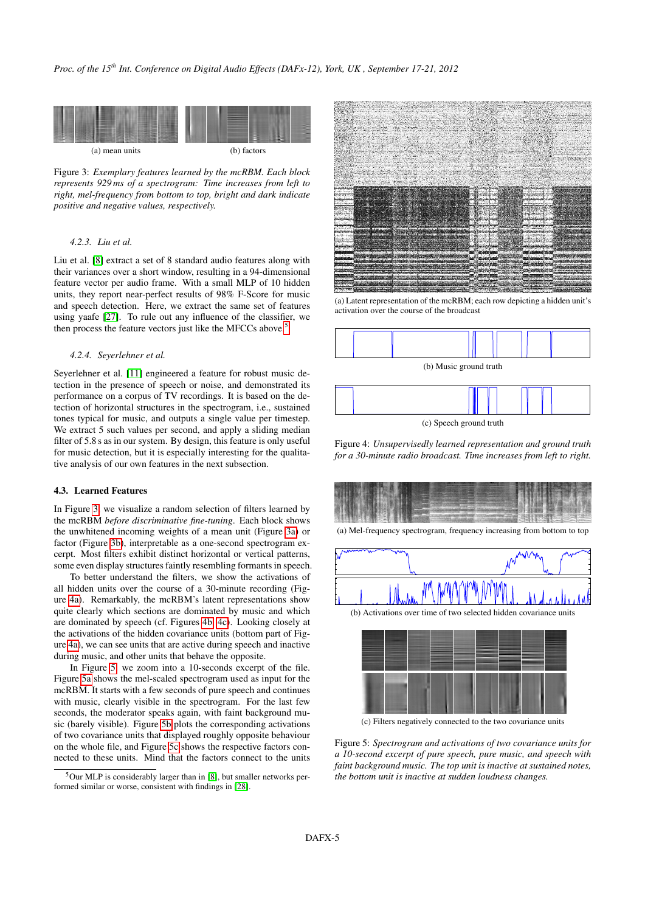(a) mean units

(b) factors

Figure 3: *Exemplary features learned by the mcRBM. Each block represents 929 ms of a spectrogram: Time increases from left to right, mel-frequency from bottom to top, bright and dark indicate positive and negative values, respectively.*

#### 4.2.3. Liu et al.

Liu et al. [8] extract a set of 8 standard audio features along with their variances over a short window, resulting in a 94-dimensional feature vector per audio frame. With a small MLP of 10 hidden units, they report near-perfect results of 98% F-Score for music and speech detection. Here, we extract the same set of features using yaafe [27]. To rule out any influence of the classifier, we then process the feature vectors just like the MFCCs above.[5]

#### 4.2.4. Seyerlehner et al.

Seyerlehner et al. [11] engineered a feature for robust music detection in the presence of speech or noise, and demonstrated its performance on a corpus of TV recordings. It is based on the detection of horizontal structures in the spectrogram, i.e., sustained tones typical for music, and outputs a single value per timestep. We extract 5 such values per second, and apply a sliding median filter of 5.8 s as in our system. By design, this feature is only useful for music detection, but it is especially interesting for the qualitative analysis of our own features in the next subsection.

### 4.3. Learned Features

In Figure 3, we visualize a random selection of filters learned by the mcRBM *before discriminative fine-tuning*. Each block shows the unwhitened incoming weights of a mean unit (Figure 3a) or factor (Figure 3b), interpretable as a one-second spectrogram excerpt. Most filters exhibit distinct horizontal or vertical patterns, some even display structures faintly resembling formants in speech.

To better understand the filters, we show the activations of all hidden units over the course of a 30-minute recording (Figure 4a). Remarkably, the mcRBM's latent representations show quite clearly which sections are dominated by music and which are dominated by speech (cf. Figures 4b, 4c). Looking closely at the activations of the hidden covariance units (bottom part of Figure 4a), we can see units that are active during speech and inactive during music, and other units that behave the opposite.

In Figure 5, we zoom into a 10-seconds excerpt of the file. Figure 5a shows the mel-scaled spectrogram used as input for the mcRBM. It starts with a few seconds of pure speech and continues with music, clearly visible in the spectrogram. For the last few seconds, the moderator speaks again, with faint background music (barely visible). Figure 5b plots the corresponding activations of two covariance units that displayed roughly opposite behaviour on the whole file, and Figure 5c shows the respective factors connected to these units. Mind that the factors connect to the units

[5] Our MLP is considerably larger than in [8], but smaller networks performed similar or worse, consistent with findings in [28].

(a) Latent representation of the mcRBM; each row depicting a hidden unit's activation over the course of the broadcast

(b) Music ground truth

(c) Speech ground truth

Figure 4: *Unsupervisedly learned representation and ground truth for a 30-minute radio broadcast. Time increases from left to right.*

(a) Mel-frequency spectrogram, frequency increasing from bottom to top

(b) Activations over time of two selected hidden covariance units

(c) Filters negatively connected to the two covariance units

Figure 5: *Spectrogram and activations of two covariance units for a 10-second excerpt of pure speech, pure music, and speech with faint background music. The top unit is inactive at sustained notes, the bottom unit is inactive at sudden loudness changes.*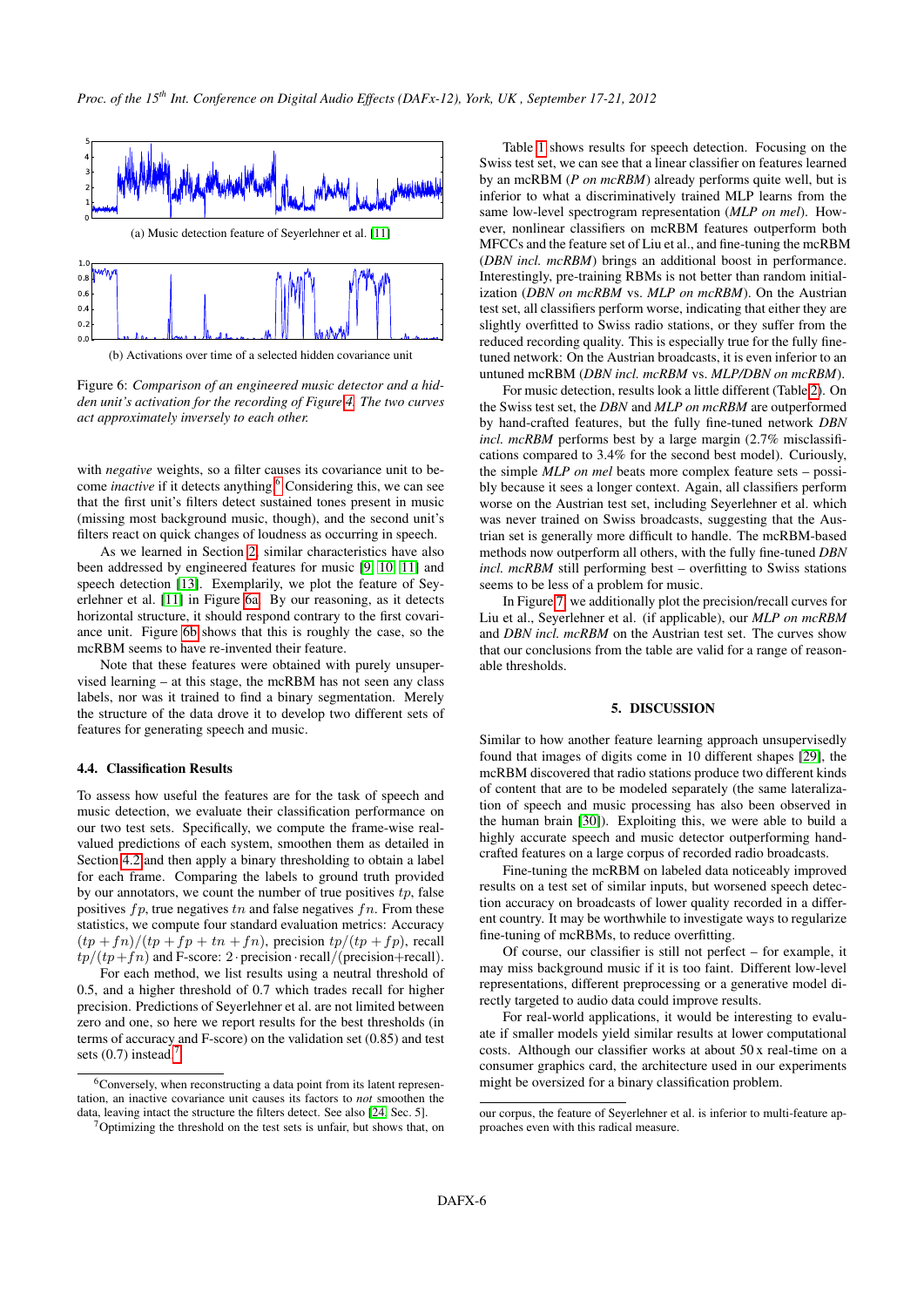(a) Music detection feature of Seyerlehner et al. [11]

(b) Activations over time of a selected hidden covariance unit

Figure 6: *Comparison of an engineered music detector and a hidden unit's activation for the recording of Figure 4. The two curves act approximately inversely to each other.*

with *negative* weights, so a filter causes its covariance unit to become *inactive* if it detects anything.[6] Considering this, we can see that the first unit's filters detect sustained tones present in music (missing most background music, though), and the second unit's filters react on quick changes of loudness as occurring in speech.

As we learned in Section 2, similar characteristics have also been addressed by engineered features for music [9, 10, 11] and speech detection [13]. Exemplarily, we plot the feature of Seyerlehner et al. [11] in Figure 6a. By our reasoning, as it detects horizontal structure, it should respond contrary to the first covariance unit. Figure 6b shows that this is roughly the case, so the mcRBM seems to have re-invented their feature.

Note that these features were obtained with purely unsupervised learning – at this stage, the mcRBM has not seen any class labels, nor was it trained to find a binary segmentation. Merely the structure of the data drove it to develop two different sets of features for generating speech and music.

### 4.4. Classification Results

To assess how useful the features are for the task of speech and music detection, we evaluate their classification performance on our two test sets. Specifically, we compute the frame-wise real-valued predictions of each system, smoothen them as detailed in Section 4.2 and then apply a binary thresholding to obtain a label for each frame. Comparing the labels to ground truth provided by our annotators, we count the number of true positives $tp$, false positives $fp$, true negatives $tn$ and false negatives $fn$. From these statistics, we compute four standard evaluation metrics: Accuracy $(tp + fn)/(tp + fp + tn + fn)$, precision $tp/(tp + fp)$, recall $tp/(tp + fn)$ and F-score: $2 \cdot \text{precision} \cdot \text{recall}/(\text{precision}+\text{recall})$.

For each method, we list results using a neutral threshold of 0.5, and a higher threshold of 0.7 which trades recall for higher precision. Predictions of Seyerlehner et al. are not limited between zero and one, so here we report results for the best thresholds (in terms of accuracy and F-score) on the validation set (0.85) and test sets (0.7) instead.[7]

Table 1 shows results for speech detection. Focusing on the Swiss test set, we can see that a linear classifier on features learned by an mcRBM (*P on mcRBM*) already performs quite well, but is inferior to what a discriminatively trained MLP learns from the same low-level spectrogram representation (*MLP on mel*). However, nonlinear classifiers on mcRBM features outperform both MFCCs and the feature set of Liu et al., and fine-tuning the mcRBM (*DBN incl. mcRBM*) brings an additional boost in performance. Interestingly, pre-training RBMs is not better than random initialization (*DBN on mcRBM* vs. *MLP on mcRBM*). On the Austrian test set, all classifiers perform worse, indicating that either they are slightly overfitted to Swiss radio stations, or they suffer from the reduced recording quality. This is especially true for the fully fine-tuned network: On the Austrian broadcasts, it is even inferior to an untuned mcRBM (*DBN incl. mcRBM* vs. *MLP/DBN on mcRBM*).

For music detection, results look a little different (Table 2). On the Swiss test set, the *DBN* and *MLP on mcRBM* are outperformed by hand-crafted features, but the fully fine-tuned network *DBN incl. mcRBM* performs best by a large margin (2.7% misclassifications compared to 3.4% for the second best model). Curiously, the simple *MLP on mel* beats more complex feature sets – possibly because it sees a longer context. Again, all classifiers perform worse on the Austrian test set, including Seyerlehner et al. which was never trained on Swiss broadcasts, suggesting that the Austrian set is generally more difficult to handle. The mcRBM-based methods now outperform all others, with the fully fine-tuned *DBN incl. mcRBM* still performing best – overfitting to Swiss stations seems to be less of a problem for music.

In Figure 7, we additionally plot the precision/recall curves for Liu et al., Seyerlehner et al. (if applicable), our *MLP on mcRBM* and *DBN incl. mcRBM* on the Austrian test set. The curves show that our conclusions from the table are valid for a range of reasonable thresholds.

## 5. DISCUSSION

Similar to how another feature learning approach unsupervisedly found that images of digits come in 10 different shapes [29], the mcRBM discovered that radio stations produce two different kinds of content that are to be modeled separately (the same lateralization of speech and music processing has also been observed in the human brain [30]). Exploiting this, we were able to build a highly accurate speech and music detector outperforming hand-crafted features on a large corpus of recorded radio broadcasts.

Fine-tuning the mcRBM on labeled data noticeably improved results on a test set of similar inputs, but worsened speech detection accuracy on broadcasts of lower quality recorded in a different country. It may be worthwhile to investigate ways to regularize fine-tuning of mcRBMs, to reduce overfitting.

Of course, our classifier is still not perfect – for example, it may miss background music if it is too faint. Different low-level representations, different preprocessing or a generative model directly targeted to audio data could improve results.

For real-world applications, it would be interesting to evaluate if smaller models yield similar results at lower computational costs. Although our classifier works at about 50 x real-time on a consumer graphics card, the architecture used in our experiments might be oversized for a binary classification problem.

[6] Conversely, when reconstructing a data point from its latent representation, an inactive covariance unit causes its factors to *not* smoothen the data, leaving intact the structure the filters detect. See also [24, Sec. 5].

[7] Optimizing the threshold on the test sets is unfair, but shows that, on our corpus, the feature of Seyerlehner et al. is inferior to multi-feature approaches even with this radical measure.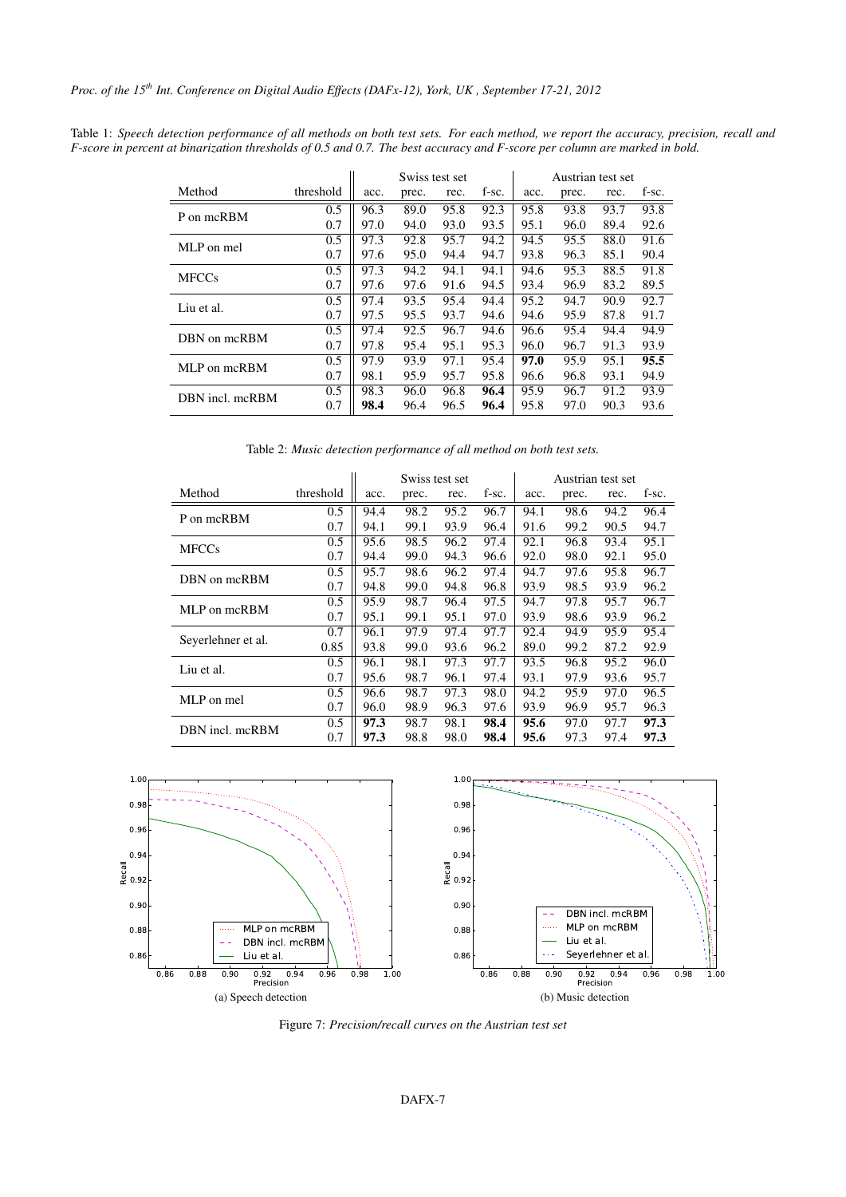Table 1: *Speech detection performance of all methods on both test sets. For each method, we report the accuracy, precision, recall and F-score in percent at binarization thresholds of 0.5 and 0.7. The best accuracy and F-score per column are marked in bold.*

| | | Swiss test set | | | | Austrian test set | | | |
|---|---|---|---|---|---|---|---|---|---|
| Method | threshold | acc. | prec. | rec. | f-sc. | acc. | prec. | rec. | f-sc. |
| P on mcRBM | 0.5 | 96.3 | 89.0 | 95.8 | 92.3 | 95.8 | 93.8 | 93.7 | 93.8 |
| | 0.7 | 97.0 | 94.0 | 93.0 | 93.5 | 95.1 | 96.0 | 89.4 | 92.6 |
| MLP on mel | 0.5 | 97.3 | 92.8 | 95.7 | 94.2 | 94.5 | 95.5 | 88.0 | 91.6 |
| | 0.7 | 97.6 | 95.0 | 94.4 | 94.7 | 93.8 | 96.3 | 85.1 | 90.4 |
| MFCCs | 0.5 | 97.3 | 94.2 | 94.1 | 94.1 | 94.6 | 95.3 | 88.5 | 91.8 |
| | 0.7 | 97.6 | 97.6 | 91.6 | 94.5 | 93.4 | 96.9 | 83.2 | 89.5 |
| Liu et al. | 0.5 | 97.4 | 93.5 | 95.4 | 94.4 | 95.2 | 94.7 | 90.9 | 92.7 |
| | 0.7 | 97.5 | 95.5 | 93.7 | 94.6 | 94.6 | 95.9 | 87.8 | 91.7 |
| DBN on mcRBM | 0.5 | 97.4 | 92.5 | 96.7 | 94.6 | 96.6 | 95.4 | 94.4 | 94.9 |
| | 0.7 | 97.8 | 95.4 | 95.1 | 95.3 | 96.0 | 96.7 | 91.3 | 93.9 |
| MLP on mcRBM | 0.5 | 97.9 | 93.9 | 97.1 | 95.4 | **97.0** | 95.9 | 95.1 | **95.5** |
| | 0.7 | 98.1 | 95.9 | 95.7 | 95.8 | 96.6 | 96.8 | 93.1 | 94.9 |
| DBN incl. mcRBM | 0.5 | 98.3 | 96.0 | 96.8 | **96.4** | 95.9 | 96.7 | 91.2 | 93.9 |
| | 0.7 | **98.4** | 96.4 | 96.5 | **96.4** | 95.8 | 97.0 | 90.3 | 93.6 |

Table 2: *Music detection performance of all method on both test sets.*

| | | Swiss test set | | | | Austrian test set | | | |
|---|---|---|---|---|---|---|---|---|---|
| Method | threshold | acc. | prec. | rec. | f-sc. | acc. | prec. | rec. | f-sc. |
| P on mcRBM | 0.5 | 94.4 | 98.2 | 95.2 | 96.7 | 94.1 | 98.6 | 94.2 | 96.4 |
| | 0.7 | 94.1 | 99.1 | 93.9 | 96.4 | 91.6 | 99.2 | 90.5 | 94.7 |
| MFCCs | 0.5 | 95.6 | 98.5 | 96.2 | 97.4 | 92.1 | 96.8 | 93.4 | 95.1 |
| | 0.7 | 94.4 | 99.0 | 94.3 | 96.6 | 92.0 | 98.0 | 92.1 | 95.0 |
| DBN on mcRBM | 0.5 | 95.7 | 98.6 | 96.2 | 97.4 | 94.7 | 97.6 | 95.8 | 96.7 |
| | 0.7 | 94.8 | 99.0 | 94.8 | 96.8 | 93.9 | 98.5 | 93.9 | 96.2 |
| MLP on mcRBM | 0.5 | 95.9 | 98.7 | 96.4 | 97.5 | 94.7 | 97.8 | 95.7 | 96.7 |
| | 0.7 | 95.1 | 99.1 | 95.1 | 97.0 | 93.9 | 98.6 | 93.9 | 96.2 |
| Seyerlehner et al. | 0.7 | 96.1 | 97.9 | 97.4 | 97.7 | 92.4 | 94.9 | 95.9 | 95.4 |
| | 0.85 | 93.8 | 99.0 | 93.6 | 96.2 | 89.0 | 99.2 | 87.2 | 92.9 |
| Liu et al. | 0.5 | 96.1 | 98.1 | 97.3 | 97.7 | 93.5 | 96.8 | 95.2 | 96.0 |
| | 0.7 | 95.6 | 98.7 | 96.1 | 97.4 | 93.1 | 97.9 | 93.6 | 95.7 |
| MLP on mel | 0.5 | 96.6 | 98.7 | 97.3 | 98.0 | 94.2 | 95.9 | 97.0 | 96.5 |
| | 0.7 | 96.0 | 98.9 | 96.3 | 97.6 | 93.9 | 96.9 | 95.7 | 96.3 |
| DBN incl. mcRBM | 0.5 | **97.3** | 98.7 | 98.1 | **98.4** | **95.6** | 97.0 | 97.7 | **97.3** |
| | 0.7 | **97.3** | 98.8 | 98.0 | **98.4** | **95.6** | 97.3 | 97.4 | **97.3** |

(a) Speech detection

(b) Music detection

Figure 7: *Precision/recall curves on the Austrian test set*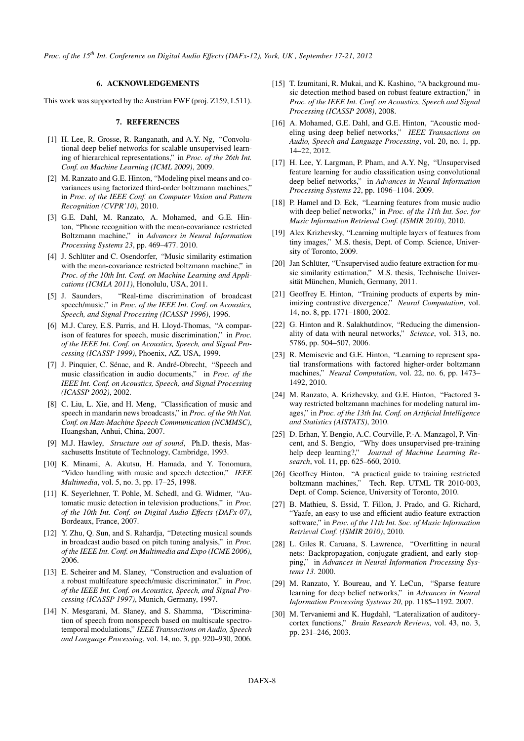## 6. ACKNOWLEDGEMENTS

This work was supported by the Austrian FWF (proj. Z159, L511).

## 7. REFERENCES

[1] H. Lee, R. Grosse, R. Ranganath, and A.Y. Ng, "Convolutional deep belief networks for scalable unsupervised learning of hierarchical representations," in *Proc. of the 26th Int. Conf. on Machine Learning (ICML 2009)*, 2009.

[2] M. Ranzato and G.E. Hinton, "Modeling pixel means and covariances using factorized third-order boltzmann machines," in *Proc. of the IEEE Conf. on Computer Vision and Pattern Recognition (CVPR'10)*, 2010.

[3] G.E. Dahl, M. Ranzato, A. Mohamed, and G.E. Hinton, "Phone recognition with the mean-covariance restricted Boltzmann machine," in *Advances in Neural Information Processing Systems 23*, pp. 469–477. 2010.

[4] J. Schlüter and C. Osendorfer, "Music similarity estimation with the mean-covariance restricted boltzmann machine," in *Proc. of the 10th Int. Conf. on Machine Learning and Applications (ICMLA 2011)*, Honolulu, USA, 2011.

[5] J. Saunders, "Real-time discrimination of broadcast speech/music," in *Proc. of the IEEE Int. Conf. on Acoustics, Speech, and Signal Processing (ICASSP 1996)*, 1996.

[6] M.J. Carey, E.S. Parris, and H. Lloyd-Thomas, "A comparison of features for speech, music discrimination," in *Proc. of the IEEE Int. Conf. on Acoustics, Speech, and Signal Processing (ICASSP 1999)*, Phoenix, AZ, USA, 1999.

[7] J. Pinquier, C. Sénac, and R. André-Obrecht, "Speech and music classification in audio documents," in *Proc. of the IEEE Int. Conf. on Acoustics, Speech, and Signal Processing (ICASSP 2002)*, 2002.

[8] C. Liu, L. Xie, and H. Meng, "Classification of music and speech in mandarin news broadcasts," in *Proc. of the 9th Nat. Conf. on Man-Machine Speech Communication (NCMMSC)*, Huangshan, Anhui, China, 2007.

[9] M.J. Hawley, *Structure out of sound*, Ph.D. thesis, Massachusetts Institute of Technology, Cambridge, 1993.

[10] K. Minami, A. Akutsu, H. Hamada, and Y. Tonomura, "Video handling with music and speech detection," *IEEE Multimedia*, vol. 5, no. 3, pp. 17–25, 1998.

[11] K. Seyerlehner, T. Pohle, M. Schedl, and G. Widmer, "Automatic music detection in television productions," in *Proc. of the 10th Int. Conf. on Digital Audio Effects (DAFx-07)*, Bordeaux, France, 2007.

[12] Y. Zhu, Q. Sun, and S. Rahardja, "Detecting musical sounds in broadcast audio based on pitch tuning analysis," in *Proc. of the IEEE Int. Conf. on Multimedia and Expo (ICME 2006)*, 2006.

[13] E. Scheirer and M. Slaney, "Construction and evaluation of a robust multifeature speech/music discriminator," in *Proc. of the IEEE Int. Conf. on Acoustics, Speech, and Signal Processing (ICASSP 1997)*, Munich, Germany, 1997.

[14] N. Mesgarani, M. Slaney, and S. Shamma, "Discrimination of speech from nonspeech based on multiscale spectrotemporal modulations," *IEEE Transactions on Audio, Speech and Language Processing*, vol. 14, no. 3, pp. 920–930, 2006.

[15] T. Izumitani, R. Mukai, and K. Kashino, "A background music detection method based on robust feature extraction," in *Proc. of the IEEE Int. Conf. on Acoustics, Speech and Signal Processing (ICASSP 2008)*, 2008.

[16] A. Mohamed, G.E. Dahl, and G.E. Hinton, "Acoustic modeling using deep belief networks," *IEEE Transactions on Audio, Speech and Language Processing*, vol. 20, no. 1, pp. 14–22, 2012.

[17] H. Lee, Y. Largman, P. Pham, and A.Y. Ng, "Unsupervised feature learning for audio classification using convolutional deep belief networks," in *Advances in Neural Information Processing Systems 22*, pp. 1096–1104. 2009.

[18] P. Hamel and D. Eck, "Learning features from music audio with deep belief networks," in *Proc. of the 11th Int. Soc. for Music Information Retrieval Conf. (ISMIR 2010)*, 2010.

[19] Alex Krizhevsky, "Learning multiple layers of features from tiny images," M.S. thesis, Dept. of Comp. Science, University of Toronto, 2009.

[20] Jan Schlüter, "Unsupervised audio feature extraction for music similarity estimation," M.S. thesis, Technische Universität München, Munich, Germany, 2011.

[21] Geoffrey E. Hinton, "Training products of experts by minimizing contrastive divergence," *Neural Computation*, vol. 14, no. 8, pp. 1771–1800, 2002.

[22] G. Hinton and R. Salakhutdinov, "Reducing the dimensionality of data with neural networks," *Science*, vol. 313, no. 5786, pp. 504–507, 2006.

[23] R. Memisevic and G.E. Hinton, "Learning to represent spatial transformations with factored higher-order boltzmann machines," *Neural Computation*, vol. 22, no. 6, pp. 1473–1492, 2010.

[24] M. Ranzato, A. Krizhevsky, and G.E. Hinton, "Factored 3-way restricted boltzmann machines for modeling natural images," in *Proc. of the 13th Int. Conf. on Artificial Intelligence and Statistics (AISTATS)*, 2010.

[25] D. Erhan, Y. Bengio, A.C. Courville, P.-A. Manzagol, P. Vincent, and S. Bengio, "Why does unsupervised pre-training help deep learning?," *Journal of Machine Learning Research*, vol. 11, pp. 625–660, 2010.

[26] Geoffrey Hinton, "A practical guide to training restricted boltzmann machines," Tech. Rep. UTML TR 2010-003, Dept. of Comp. Science, University of Toronto, 2010.

[27] B. Mathieu, S. Essid, T. Fillon, J. Prado, and G. Richard, "Yaafe, an easy to use and efficient audio feature extraction software," in *Proc. of the 11th Int. Soc. of Music Information Retrieval Conf. (ISMIR 2010)*, 2010.

[28] L. Giles R. Caruana, S. Lawrence, "Overfitting in neural nets: Backpropagation, conjugate gradient, and early stopping," in *Advances in Neural Information Processing Systems 13*. 2000.

[29] M. Ranzato, Y. Boureau, and Y. LeCun, "Sparse feature learning for deep belief networks," in *Advances in Neural Information Processing Systems 20*, pp. 1185–1192. 2007.

[30] M. Tervaniemi and K. Hugdahl, "Lateralization of auditory-cortex functions," *Brain Research Reviews*, vol. 43, no. 3, pp. 231–246, 2003.